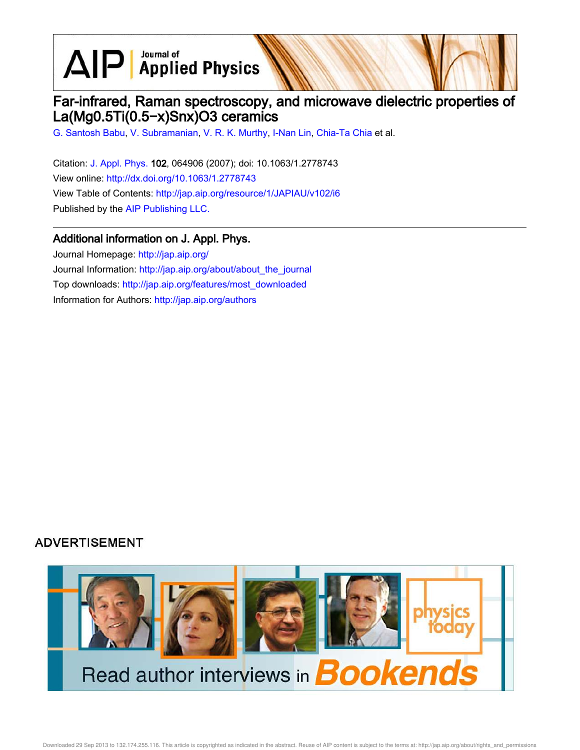# Far-infrared, Raman spectroscopy, and microwave dielectric properties of La(Mg0.5Ti(0.5−x)Snx)O3 ceramics

G. Santosh Babu, V. Subramanian, V. R. K. Murthy, I-Nan Lin, Chia-Ta Chia et al.

Citation: J. Appl. Phys. **102**, 064906 (2007); doi: 10.1063/1.2778743

View online: http://dx.doi.org/10.1063/1.2778743

View Table of Contents: http://jap.aip.org/resource/1/JAPIAU/v102/i6

Published by the AIP Publishing LLC.

## Additional information on J. Appl. Phys.

Journal Homepage: http://jap.aip.org/

Journal Information: http://jap.aip.org/about/about_the_journal

Top downloads: http://jap.aip.org/features/most_downloaded

Information for Authors: http://jap.aip.org/authors

ADVERTISEMENT

Read author interviews in Bookends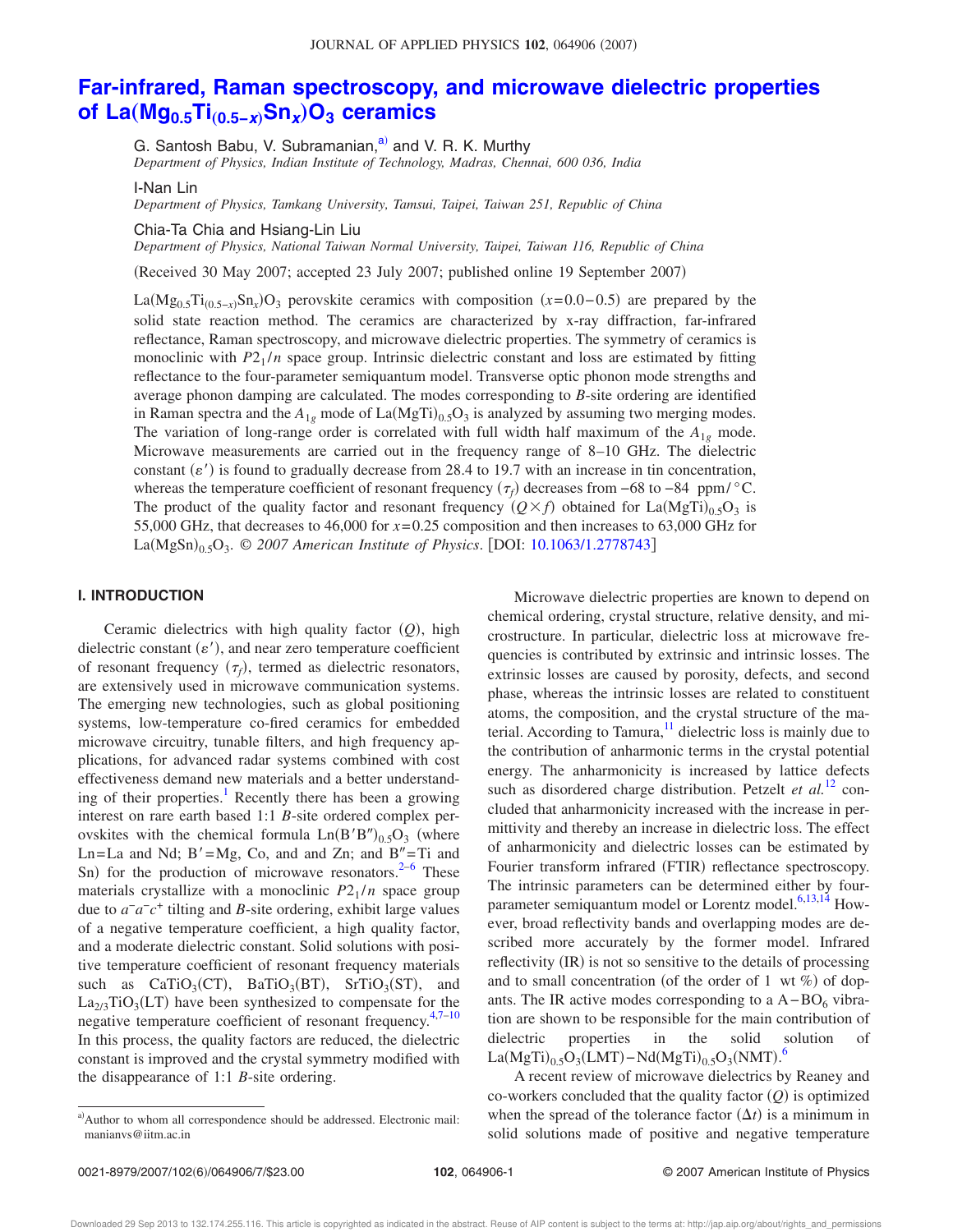# Far-infrared, Raman spectroscopy, and microwave dielectric properties of $La(Mg_{0.5}Ti_{(0.5-x)}Sn_x)O_3$ ceramics

G. Santosh Babu, V. Subramanian,[a] and V. R. K. Murthy
*Department of Physics, Indian Institute of Technology, Madras, Chennai, 600 036, India*

I-Nan Lin
*Department of Physics, Tamkang University, Tamsui, Taipei, Taiwan 251, Republic of China*

Chia-Ta Chia and Hsiang-Lin Liu
*Department of Physics, National Taiwan Normal University, Taipei, Taiwan 116, Republic of China*

(Received 30 May 2007; accepted 23 July 2007; published online 19 September 2007)

$La(Mg_{0.5}Ti_{(0.5-x)}Sn_x)O_3$ perovskite ceramics with composition ($x$=0.0–0.5) are prepared by the solid state reaction method. The ceramics are characterized by x-ray diffraction, far-infrared reflectance, Raman spectroscopy, and microwave dielectric properties. The symmetry of ceramics is monoclinic with $P2_1/n$ space group. Intrinsic dielectric constant and loss are estimated by fitting reflectance to the four-parameter semiquantum model. Transverse optic phonon mode strengths and average phonon damping are calculated. The modes corresponding to $B$-site ordering are identified in Raman spectra and the $A_{1g}$ mode of $La(MgTi)_{0.5}O_3$ is analyzed by assuming two merging modes. The variation of long-range order is correlated with full width half maximum of the $A_{1g}$ mode. Microwave measurements are carried out in the frequency range of 8–10 GHz. The dielectric constant ($\varepsilon'$) is found to gradually decrease from 28.4 to 19.7 with an increase in tin concentration, whereas the temperature coefficient of resonant frequency ($\tau_f$) decreases from −68 to −84 ppm/°C. The product of the quality factor and resonant frequency ($Q\times f$) obtained for $La(MgTi)_{0.5}O_3$ is 55,000 GHz, that decreases to 46,000 for $x$=0.25 composition and then increases to 63,000 GHz for $La(MgSn)_{0.5}O_3$. © *2007 American Institute of Physics*. [DOI: 10.1063/1.2778743]

## I. INTRODUCTION

Ceramic dielectrics with high quality factor ($Q$), high dielectric constant ($\varepsilon'$), and near zero temperature coefficient of resonant frequency ($\tau_f$), termed as dielectric resonators, are extensively used in microwave communication systems. The emerging new technologies, such as global positioning systems, low-temperature co-fired ceramics for embedded microwave circuitry, tunable filters, and high frequency applications, for advanced radar systems combined with cost effectiveness demand new materials and a better understanding of their properties.[1] Recently there has been a growing interest on rare earth based 1:1 $B$-site ordered complex perovskites with the chemical formula $Ln(B'B'')_{0.5}O_3$ (where Ln=La and Nd; B′=Mg, Co, and Zn; and B″=Ti and Sn) for the production of microwave resonators.[2–6] These materials crystallize with a monoclinic $P2_1/n$ space group due to $a^-a^-c^+$ tilting and $B$-site ordering, exhibit large values of a negative temperature coefficient, a high quality factor, and a moderate dielectric constant. Solid solutions with positive temperature coefficient of resonant frequency materials such as $CaTiO_3$(CT), $BaTiO_3$(BT), $SrTiO_3$(ST), and $La_{2/3}TiO_3$(LT) have been synthesized to compensate for the negative temperature coefficient of resonant frequency.[4,7–10] In this process, the quality factors are reduced, the dielectric constant is improved and the crystal symmetry modified with the disappearance of 1:1 $B$-site ordering.

Microwave dielectric properties are known to depend on chemical ordering, crystal structure, relative density, and microstructure. In particular, dielectric loss at microwave frequencies is contributed by extrinsic and intrinsic losses. The extrinsic losses are caused by porosity, defects, and second phase, whereas the intrinsic losses are related to constituent atoms, the composition, and the crystal structure of the material. According to Tamura,[11] dielectric loss is mainly due to the contribution of anharmonic terms in the crystal potential energy. The anharmonicity is increased by lattice defects such as disordered charge distribution. Petzelt *et al.*[12] concluded that anharmonicity increased with the increase in permittivity and thereby an increase in dielectric loss. The effect of anharmonicity and dielectric losses can be estimated by Fourier transform infrared (FTIR) reflectance spectroscopy. The intrinsic parameters can be determined either by four-parameter semiquantum model or Lorentz model.[6,13,14] However, broad reflectivity bands and overlapping modes are described more accurately by the former model. Infrared reflectivity (IR) is not so sensitive to the details of processing and to small concentration (of the order of 1 wt %) of dopants. The IR active modes corresponding to a A−$BO_6$ vibration are shown to be responsible for the main contribution of dielectric properties in the solid solution of $La(MgTi)_{0.5}O_3$(LMT)−$Nd(MgTi)_{0.5}O_3$(NMT).[6]

A recent review of microwave dielectrics by Reaney and co-workers concluded that the quality factor ($Q$) is optimized when the spread of the tolerance factor ($\Delta t$) is a minimum in solid solutions made of positive and negative temperature

[a] Author to whom all correspondence should be addressed. Electronic mail: manianvs@iitm.ac.in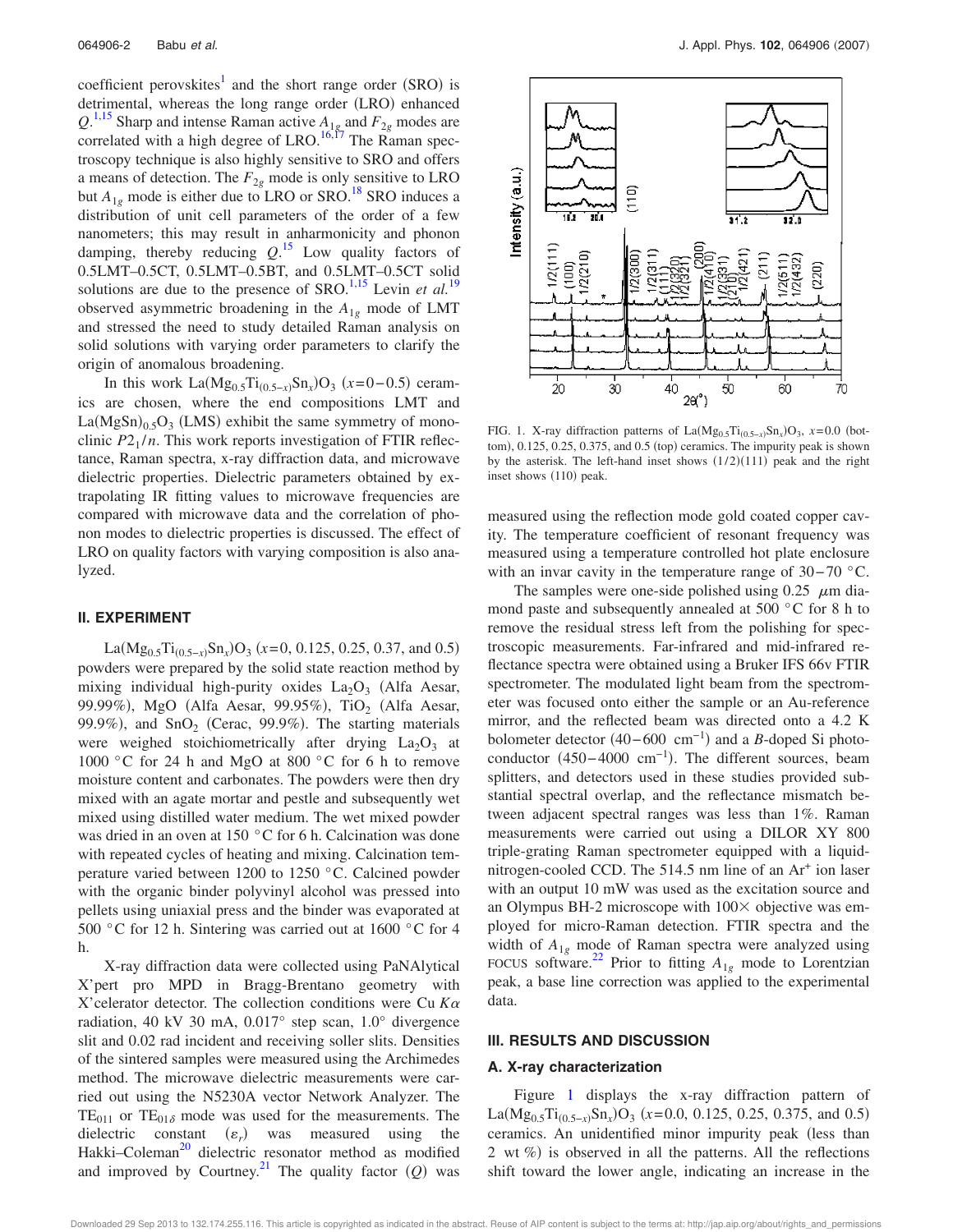coefficient perovskites[1] and the short range order (SRO) is detrimental, whereas the long range order (LRO) enhanced $Q$.[1,15] Sharp and intense Raman active $A_{1g}$ and $F_{2g}$ modes are correlated with a high degree of LRO.[16,17] The Raman spectroscopy technique is also highly sensitive to SRO and offers a means of detection. The $F_{2g}$ mode is only sensitive to LRO but $A_{1g}$ mode is either due to LRO or SRO.[18] SRO induces a distribution of unit cell parameters of the order of a few nanometers; this may result in anharmonicity and phonon damping, thereby reducing $Q$.[15] Low quality factors of 0.5LMT–0.5CT, 0.5LMT–0.5BT, and 0.5LMT–0.5CT solid solutions are due to the presence of SRO.[1,15] Levin *et al.*[19] observed asymmetric broadening in the $A_{1g}$ mode of LMT and stressed the need to study detailed Raman analysis on solid solutions with varying order parameters to clarify the origin of anomalous broadening.

In this work $La(Mg_{0.5}Ti_{(0.5-x)}Sn_x)O_3$ ($x$=0–0.5) ceramics are chosen, where the end compositions LMT and $La(MgSn)_{0.5}O_3$ (LMS) exhibit the same symmetry of monoclinic $P2_1/n$. This work reports investigation of FTIR reflectance, Raman spectra, x-ray diffraction data, and microwave dielectric properties. Dielectric parameters obtained by extrapolating IR fitting values to microwave frequencies are compared with microwave data and the correlation of phonon modes to dielectric properties is discussed. The effect of LRO on quality factors with varying composition is also analyzed.

## II. EXPERIMENT

$La(Mg_{0.5}Ti_{(0.5-x)}Sn_x)O_3$ ($x$=0, 0.125, 0.25, 0.37, and 0.5) powders were prepared by the solid state reaction method by mixing individual high-purity oxides $La_2O_3$ (Alfa Aesar, 99.99%), MgO (Alfa Aesar, 99.95%), $TiO_2$ (Alfa Aesar, 99.9%), and $SnO_2$ (Cerac, 99.9%). The starting materials were weighed stoichiometrically after drying $La_2O_3$ at 1000 °C for 24 h and MgO at 800 °C for 6 h to remove moisture content and carbonates. The powders were then dry mixed with an agate mortar and pestle and subsequently wet mixed using distilled water medium. The wet mixed powder was dried in an oven at 150 °C for 6 h. Calcination was done with repeated cycles of heating and mixing. Calcination temperature varied between 1200 to 1250 °C. Calcined powder with the organic binder polyvinyl alcohol was pressed into pellets using uniaxial press and the binder was evaporated at 500 °C for 12 h. Sintering was carried out at 1600 °C for 4 h.

X-ray diffraction data were collected using PaNAlytical X'pert pro MPD in Bragg-Brentano geometry with X'celerator detector. The collection conditions were Cu $K\alpha$ radiation, 40 kV 30 mA, 0.017° step scan, 1.0° divergence slit and 0.02 rad incident and receiving soller slits. Densities of the sintered samples were measured using the Archimedes method. The microwave dielectric measurements were carried out using the N5230A vector Network Analyzer. The $TE_{011}$ or $TE_{01\delta}$ mode was used for the measurements. The dielectric constant ($\varepsilon_r$) was measured using the Hakki–Coleman[20] dielectric resonator method as modified and improved by Courtney.[21] The quality factor ($Q$) was measured using the reflection mode gold coated copper cavity. The temperature coefficient of resonant frequency was measured using a temperature controlled hot plate enclosure with an invar cavity in the temperature range of 30–70 °C.

FIG. 1. X-ray diffraction patterns of $La(Mg_{0.5}Ti_{(0.5-x)}Sn_x)O_3$, $x$=0.0 (bottom), 0.125, 0.25, 0.375, and 0.5 (top) ceramics. The impurity peak is shown by the asterisk. The left-hand inset shows (1/2)(111) peak and the right inset shows (110) peak.

The samples were one-side polished using 0.25 $\mu$m diamond paste and subsequently annealed at 500 °C for 8 h to remove the residual stress left from the polishing for spectroscopic measurements. Far-infrared and mid-infrared reflectance spectra were obtained using a Bruker IFS 66v FTIR spectrometer. The modulated light beam from the spectrometer was focused onto either the sample or an Au-reference mirror, and the reflected beam was directed onto a 4.2 K bolometer detector (40–600 $cm^{-1}$) and a $B$-doped Si photoconductor (450–4000 $cm^{-1}$). The different sources, beam splitters, and detectors used in these studies provided substantial spectral overlap, and the reflectance mismatch between adjacent spectral ranges was less than 1%. Raman measurements were carried out using a DILOR XY 800 triple-grating Raman spectrometer equipped with a liquid-nitrogen-cooled CCD. The 514.5 nm line of an $Ar^+$ ion laser with an output 10 mW was used as the excitation source and an Olympus BH-2 microscope with 100× objective was employed for micro-Raman detection. FTIR spectra and the width of $A_{1g}$ mode of Raman spectra were analyzed using FOCUS software.[22] Prior to fitting $A_{1g}$ mode to Lorentzian peak, a base line correction was applied to the experimental data.

## III. RESULTS AND DISCUSSION

### A. X-ray characterization

Figure 1 displays the x-ray diffraction pattern of $La(Mg_{0.5}Ti_{(0.5-x)}Sn_x)O_3$ ($x$=0.0, 0.125, 0.25, 0.375, and 0.5) ceramics. An unidentified minor impurity peak (less than 2 wt %) is observed in all the patterns. All the reflections shift toward the lower angle, indicating an increase in the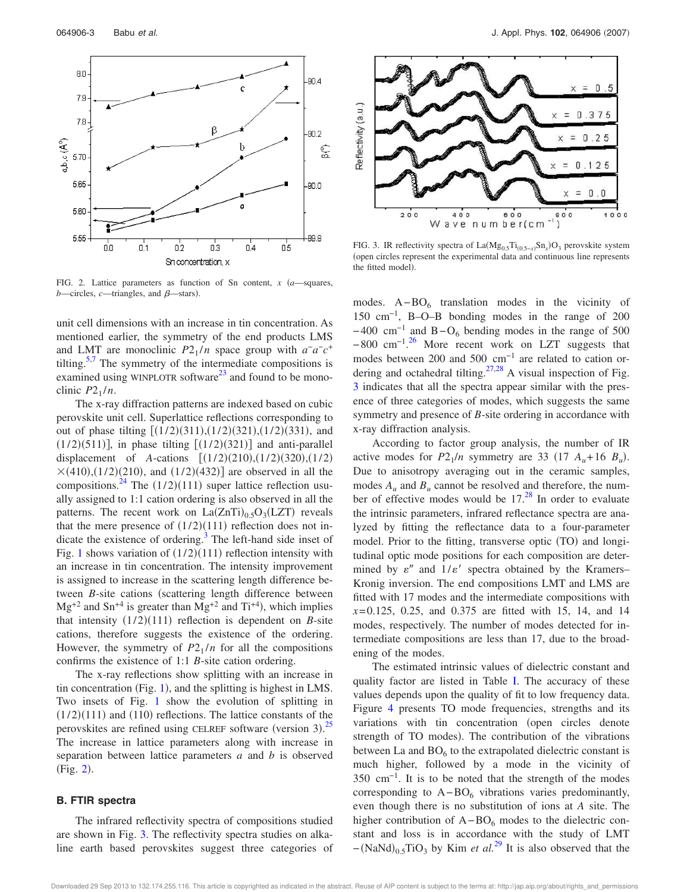FIG. 2. Lattice parameters as function of Sn content, $x$ ($a$—squares, $b$—circles, $c$—triangles, and $\beta$—stars).

FIG. 3. IR reflectivity spectra of $La(Mg_{0.5}Ti_{(0.5-x)}Sn_x)O_3$ perovskite system (open circles represent the experimental data and continuous line represents the fitted model).

unit cell dimensions with an increase in tin concentration. As mentioned earlier, the symmetry of the end products LMS and LMT are monoclinic $P2_1/n$ space group with $a^-a^-c^+$ tilting.[5,7] The symmetry of the intermediate compositions is examined using WINPLOTR software[23] and found to be monoclinic $P2_1/n$.

The x-ray diffraction patterns are indexed based on cubic perovskite unit cell. Superlattice reflections corresponding to out of phase tilting [(1/2)(311),(1/2)(321),(1/2)(331), and (1/2)(511)], in phase tilting [(1/2)(321)] and anti-parallel displacement of $A$-cations [(1/2)(210),(1/2)(320),(1/2)$\times$(410),(1/2)(210), and (1/2)(432)] are observed in all the compositions.[24] The (1/2)(111) super lattice reflection usually assigned to 1:1 cation ordering is also observed in all the patterns. The recent work on $La(ZnTi)_{0.5}O_3$(LZT) reveals that the mere presence of (1/2)(111) reflection does not indicate the existence of ordering.[3] The left-hand side inset of Fig. 1 shows variation of (1/2)(111) reflection intensity with an increase in tin concentration. The intensity improvement is assigned to increase in the scattering length difference between $B$-site cations (scattering length difference between $Mg^{+2}$ and $Sn^{+4}$ is greater than $Mg^{+2}$ and $Ti^{+4}$), which implies that intensity (1/2)(111) reflection is dependent on $B$-site cations, therefore suggests the existence of the ordering. However, the symmetry of $P2_1/n$ for all the compositions confirms the existence of 1:1 $B$-site cation ordering.

The x-ray reflections show splitting with an increase in tin concentration (Fig. 1), and the splitting is highest in LMS. Two insets of Fig. 1 show the evolution of splitting in (1/2)(111) and (110) reflections. The lattice constants of the perovskites are refined using CELREF software (version 3).[25] The increase in lattice parameters along with increase in separation between lattice parameters $a$ and $b$ is observed (Fig. 2).

### B. FTIR spectra

The infrared reflectivity spectra of compositions studied are shown in Fig. 3. The reflectivity spectra studies on alkaline earth based perovskites suggest three categories of modes. $A-BO_6$ translation modes in the vicinity of 150 cm$^{-1}$, B–O–B bonding modes in the range of 200 –400 cm$^{-1}$ and $B-O_6$ bending modes in the range of 500 –800 cm$^{-1}$.[26] More recent work on LZT suggests that modes between 200 and 500 cm$^{-1}$ are related to cation ordering and octahedral tilting.[27,28] A visual inspection of Fig. 3 indicates that all the spectra appear similar with the presence of three categories of modes, which suggests the same symmetry and presence of $B$-site ordering in accordance with x-ray diffraction analysis.

According to factor group analysis, the number of IR active modes for $P2_1/n$ symmetry are 33 (17 $A_u$+16 $B_u$). Due to anisotropy averaging out in the ceramic samples, modes $A_u$ and $B_u$ cannot be resolved and therefore, the number of effective modes would be 17.[28] In order to evaluate the intrinsic parameters, infrared reflectance spectra are analyzed by fitting the reflectance data to a four-parameter model. Prior to the fitting, transverse optic (TO) and longitudinal optic mode positions for each composition are determined by $\varepsilon''$ and $1/\varepsilon'$ spectra obtained by the Kramers–Kronig inversion. The end compositions LMT and LMS are fitted with 17 modes and the intermediate compositions with $x$=0.125, 0.25, and 0.375 are fitted with 15, 14, and 14 modes, respectively. The number of modes detected for intermediate compositions are less than 17, due to the broadening of the modes.

The estimated intrinsic values of dielectric constant and quality factor are listed in Table I. The accuracy of these values depends upon the quality of fit to low frequency data. Figure 4 presents TO mode frequencies, strengths and its variations with tin concentration (open circles denote strength of TO modes). The contribution of the vibrations between La and $BO_6$ to the extrapolated dielectric constant is much higher, followed by a mode in the vicinity of 350 cm$^{-1}$. It is to be noted that the strength of the modes corresponding to $A-BO_6$ vibrations varies predominantly, even though there is no substitution of ions at $A$ site. The higher contribution of $A-BO_6$ modes to the dielectric constant and loss is in accordance with the study of LMT $-(NaNd)_{0.5}TiO_3$ by Kim *et al.*[29] It is also observed that the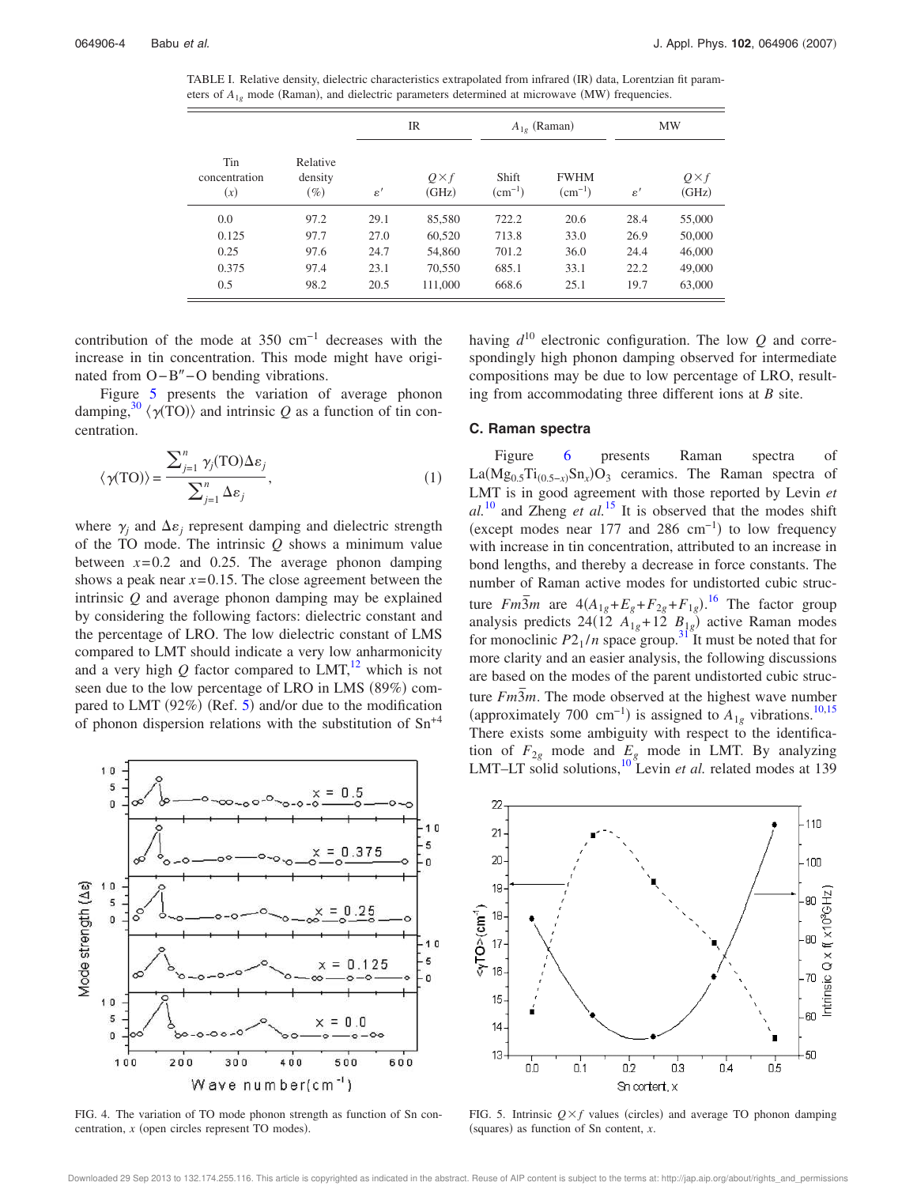TABLE I. Relative density, dielectric characteristics extrapolated from infrared (IR) data, Lorentzian fit parameters of $A_{1g}$ mode (Raman), and dielectric parameters determined at microwave (MW) frequencies.

| Tin concentration ($x$) | Relative density (%) | IR | | $A_{1g}$ (Raman) | | MW | |
|---|---|---|---|---|---|---|---|
| | | $\varepsilon'$ | $Q\times f$ (GHz) | Shift ($\text{cm}^{-1}$) | FWHM ($\text{cm}^{-1}$) | $\varepsilon'$ | $Q\times f$ (GHz) |
| 0.0 | 97.2 | 29.1 | 85,580 | 722.2 | 20.6 | 28.4 | 55,000 |
| 0.125 | 97.7 | 27.0 | 60,520 | 713.8 | 33.0 | 26.9 | 50,000 |
| 0.25 | 97.6 | 24.7 | 54,860 | 701.2 | 36.0 | 24.4 | 46,000 |
| 0.375 | 97.4 | 23.1 | 70,550 | 685.1 | 33.1 | 22.2 | 49,000 |
| 0.5 | 98.2 | 20.5 | 111,000 | 668.6 | 25.1 | 19.7 | 63,000 |

contribution of the mode at 350 $\text{cm}^{-1}$ decreases with the increase in tin concentration. This mode might have originated from O–B″–O bending vibrations.

Figure 5 presents the variation of average phonon damping,[30] $\langle\gamma(\text{TO})\rangle$ and intrinsic $Q$ as a function of tin concentration.

$$\langle\gamma(\text{TO})\rangle = \frac{\sum_{j=1}^{n}\gamma_j(\text{TO})\Delta\varepsilon_j}{\sum_{j=1}^{n}\Delta\varepsilon_j}, \tag{1}$$

where $\gamma_j$ and $\Delta\varepsilon_j$ represent damping and dielectric strength of the TO mode. The intrinsic $Q$ shows a minimum value between $x=0.2$ and 0.25. The average phonon damping shows a peak near $x=0.15$. The close agreement between the intrinsic $Q$ and average phonon damping may be explained by considering the following factors: dielectric constant and the percentage of LRO. The low dielectric constant of LMS compared to LMT should indicate a very low anharmonicity and a very high $Q$ factor compared to LMT,[12] which is not seen due to the low percentage of LRO in LMS (89%) compared to LMT (92%) (Ref. 5) and/or due to the modification of phonon dispersion relations with the substitution of $\text{Sn}^{+4}$ having $d^{10}$ electronic configuration. The low $Q$ and correspondingly high phonon damping observed for intermediate compositions may be due to low percentage of LRO, resulting from accommodating three different ions at $B$ site.

FIG. 4. The variation of TO mode phonon strength as function of Sn concentration, $x$ (open circles represent TO modes).

### C. Raman spectra

Figure 6 presents Raman spectra of $\text{La}(\text{Mg}_{0.5}\text{Ti}_{(0.5-x)}\text{Sn}_x)\text{O}_3$ ceramics. The Raman spectra of LMT is in good agreement with those reported by Levin *et al.*[10] and Zheng *et al.*[15] It is observed that the modes shift (except modes near 177 and 286 $\text{cm}^{-1}$) to low frequency with increase in tin concentration, attributed to an increase in bond lengths, and thereby a decrease in force constants. The number of Raman active modes for undistorted cubic structure $Fm\bar{3}m$ are $4(A_{1g}+E_g+F_{2g}+F_{1g})$.[16] The factor group analysis predicts $24(12\ A_{1g}+12\ B_{1g})$ active Raman modes for monoclinic $P2_1/n$ space group.[31] It must be noted that for more clarity and an easier analysis, the following discussions are based on the modes of the parent undistorted cubic structure $Fm\bar{3}m$. The mode observed at the highest wave number (approximately 700 $\text{cm}^{-1}$) is assigned to $A_{1g}$ vibrations.[10,15] There exists some ambiguity with respect to the identification of $F_{2g}$ mode and $E_g$ mode in LMT. By analyzing LMT–LT solid solutions,[10] Levin *et al.* related modes at 139

FIG. 5. Intrinsic $Q\times f$ values (circles) and average TO phonon damping (squares) as function of Sn content, $x$.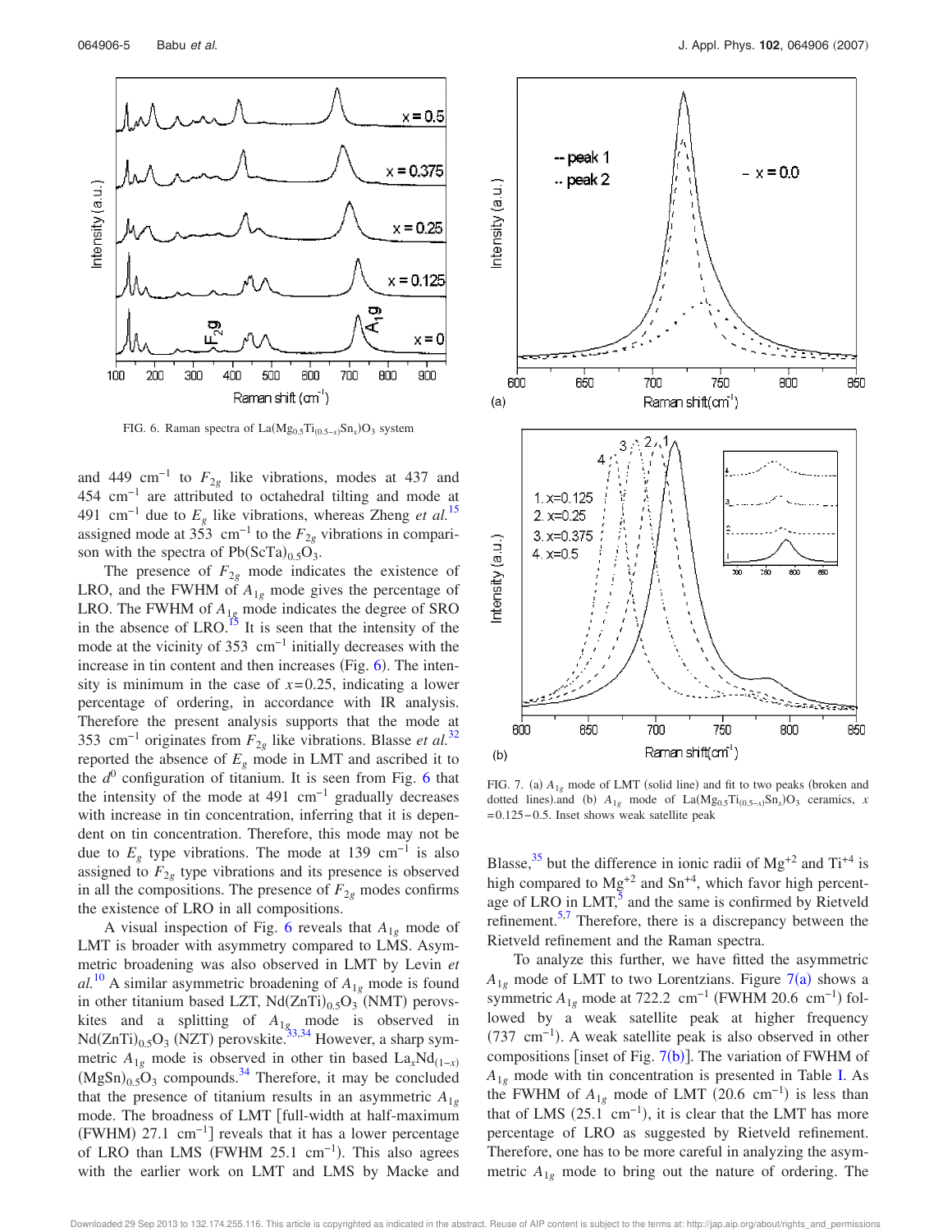FIG. 6. Raman spectra of $La(Mg_{0.5}Ti_{(0.5-x)}Sn_x)O_3$ system

and 449 $cm^{-1}$ to $F_{2g}$ like vibrations, modes at 437 and 454 $cm^{-1}$ are attributed to octahedral tilting and mode at 491 $cm^{-1}$ due to $E_g$ like vibrations, whereas Zheng *et al.*[15] assigned mode at 353 $cm^{-1}$ to the $F_{2g}$ like vibrations in comparison with the spectra of $Pb(ScTa)_{0.5}O_3$.

The presence of $F_{2g}$ mode indicates the existence of LRO, and the FWHM of $A_{1g}$ mode gives the percentage of LRO. The FWHM of $A_{1g}$ mode indicates the degree of SRO in the absence of LRO.[15] It is seen that the intensity of the mode at the vicinity of 353 $cm^{-1}$ initially decreases with the increase in tin content and then increases (Fig. 6). The intensity is minimum in the case of $x=0.25$, indicating a lower percentage of ordering, in accordance with IR analysis. Therefore the present analysis supports that the mode at 353 $cm^{-1}$ originates from $F_{2g}$ like vibrations. Blasse *et al.*[32] reported the absence of $E_g$ mode in LMT and ascribed it to the $d^0$ configuration of titanium. It is seen from Fig. 6 that the intensity of the mode at 491 $cm^{-1}$ gradually decreases with increase in tin concentration, inferring that it is dependent on tin concentration. Therefore, this mode may not be due to $E_g$ type vibrations. The mode at 139 $cm^{-1}$ is also assigned to $F_{2g}$ type vibrations and its presence is observed in all the compositions. The presence of $F_{2g}$ modes confirms the existence of LRO in all compositions.

A visual inspection of Fig. 6 reveals that $A_{1g}$ mode of LMT is broader with asymmetry compared to LMS. Asymmetric broadening was also observed in LMT by Levin *et al.*[10] A similar asymmetric broadening of $A_{1g}$ mode is found in other titanium based LZT, $Nd(ZnTi)_{0.5}O_3$ (NMT) perovskites and a splitting of $A_{1g}$ mode is observed in $Nd(ZnTi)_{0.5}O_3$ (NZT) perovskite.[33,34] However, a sharp symmetric $A_{1g}$ mode is observed in other tin based $La_xNd_{(1-x)}(MgSn)_{0.5}O_3$ compounds.[34] Therefore, it may be concluded that the presence of titanium results in an asymmetric $A_{1g}$ mode. The broadness of LMT [full-width at half-maximum (FWHM) 27.1 $cm^{-1}$] reveals that it has a lower percentage of LRO than LMS (FWHM 25.1 $cm^{-1}$). This also agrees with the earlier work on LMT and LMS by Macke and Blasse,[35] but the difference in ionic radii of $Mg^{+2}$ and $Ti^{+4}$ is high compared to $Mg^{+2}$ and $Sn^{+4}$, which favor high percentage of LRO in LMT,[5] and the same is confirmed by Rietveld refinement.[5,7] Therefore, there is a discrepancy between the Rietveld refinement and the Raman spectra.

FIG. 7. (a) $A_{1g}$ mode of LMT (solid line) and fit to two peaks (broken and dotted lines).and (b) $A_{1g}$ mode of $La(Mg_{0.5}Ti_{(0.5-x)}Sn_x)O_3$ ceramics, $x=0.125-0.5$. Inset shows weak satellite peak

To analyze this further, we have fitted the asymmetric $A_{1g}$ mode of LMT to two Lorentzians. Figure 7(a) shows a symmetric $A_{1g}$ mode at 722.2 $cm^{-1}$ (FWHM 20.6 $cm^{-1}$) followed by a weak satellite peak at higher frequency (737 $cm^{-1}$). A weak satellite peak is also observed in other compositions [inset of Fig. 7(b)]. The variation of FWHM of $A_{1g}$ mode with tin concentration is presented in Table I. As the FWHM of $A_{1g}$ mode of LMT (20.6 $cm^{-1}$) is less than that of LMS (25.1 $cm^{-1}$), it is clear that the LMT has more percentage of LRO as suggested by Rietveld refinement. Therefore, one has to be more careful in analyzing the asymmetric $A_{1g}$ mode to bring out the nature of ordering. The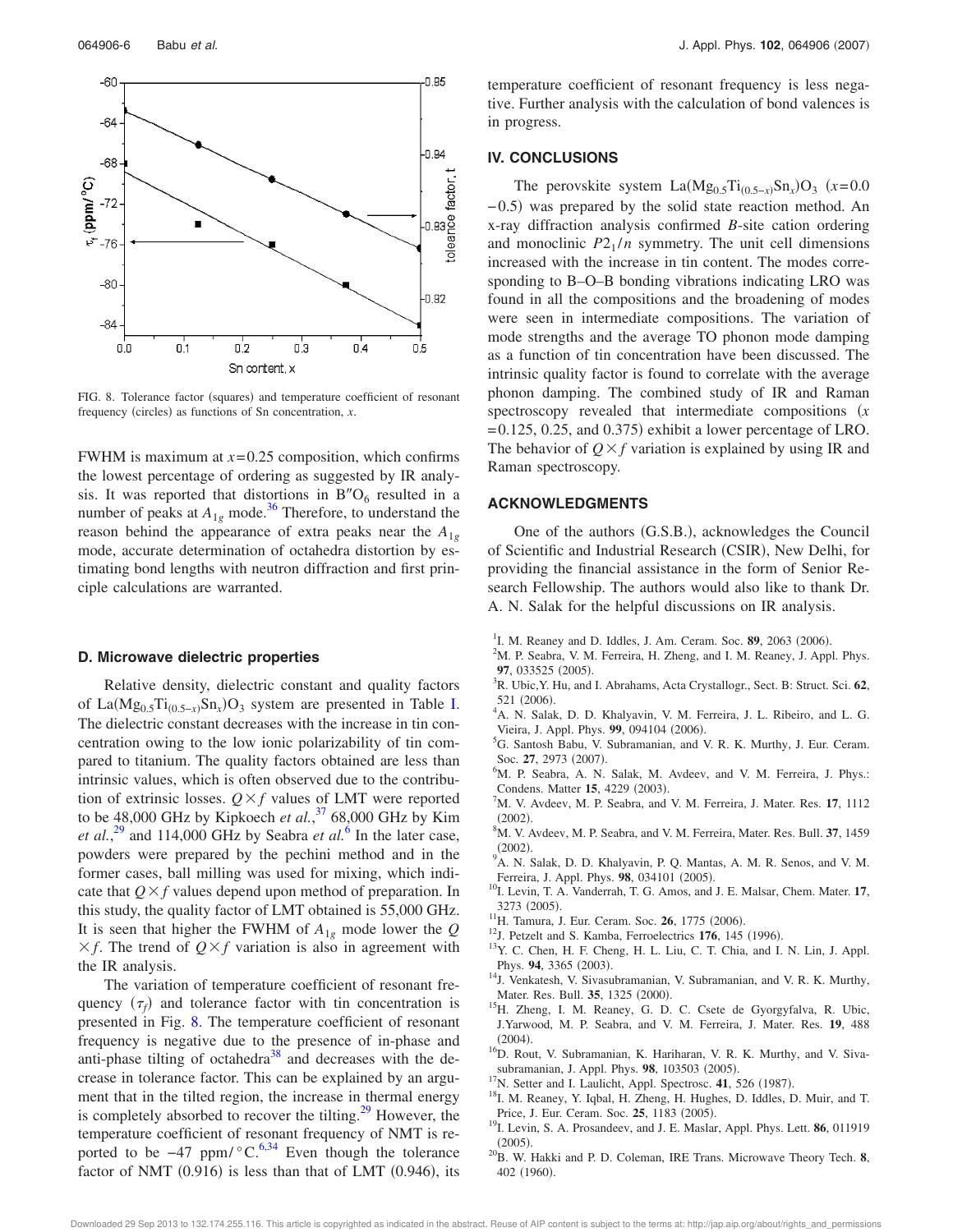FIG. 8. Tolerance factor (squares) and temperature coefficient of resonant frequency (circles) as functions of Sn concentration, $x$.

FWHM is maximum at $x=0.25$ composition, which confirms the lowest percentage of ordering as suggested by IR analysis. It was reported that distortions in $B''O_6$ resulted in a number of peaks at $A_{1g}$ mode.[36] Therefore, to understand the reason behind the appearance of extra peaks near the $A_{1g}$ mode, accurate determination of octahedra distortion by estimating bond lengths with neutron diffraction and first principle calculations are warranted.

### D. Microwave dielectric properties

Relative density, dielectric constant and quality factors of $La(Mg_{0.5}Ti_{(0.5-x)}Sn_x)O_3$ system are presented in Table I. The dielectric constant decreases with the increase in tin concentration owing to the low ionic polarizability of tin compared to titanium. The quality factors obtained are less than intrinsic values, which is often observed due to the contribution of extrinsic losses. $Q\times f$ values of LMT were reported to be 48,000 GHz by Kipkoech *et al.*,[37] 68,000 GHz by Kim *et al.*,[29] and 114,000 GHz by Seabra *et al.*[6] In the later case, powders were prepared by the pechini method and in the former cases, ball milling was used for mixing, which indicate that $Q\times f$ values depend upon method of preparation. In this study, the quality factor of LMT obtained is 55,000 GHz. It is seen that higher the FWHM of $A_{1g}$ mode lower the $Q\times f$. The trend of $Q\times f$ variation is also in agreement with the IR analysis.

The variation of temperature coefficient of resonant frequency ($\tau_f$) and tolerance factor with tin concentration is presented in Fig. 8. The temperature coefficient of resonant frequency is negative due to the presence of in-phase and anti-phase tilting of octahedra[38] and decreases with the decrease in tolerance factor. This can be explained by an argument that in the tilted region, the increase in thermal energy is completely absorbed to recover the tilting.[29] However, the temperature coefficient of resonant frequency of NMT is reported to be $-47$ ppm/°C.[6,34] Even though the tolerance factor of NMT (0.916) is less than that of LMT (0.946), its temperature coefficient of resonant frequency is less negative. Further analysis with the calculation of bond valences is in progress.

## IV. CONCLUSIONS

The perovskite system $La(Mg_{0.5}Ti_{(0.5-x)}Sn_x)O_3$ ($x=0.0-0.5$) was prepared by the solid state reaction method. An x-ray diffraction analysis confirmed $B$-site cation ordering and monoclinic $P2_1/n$ symmetry. The unit cell dimensions increased with the increase in tin content. The modes corresponding to B–O–B bonding vibrations indicating LRO was found in all the compositions and the broadening of modes were seen in intermediate compositions. The variation of mode strengths and the average TO phonon mode damping as a function of tin concentration have been discussed. The intrinsic quality factor is found to correlate with the average phonon damping. The combined study of IR and Raman spectroscopy revealed that intermediate compositions ($x=0.125$, 0.25, and 0.375) exhibit a lower percentage of LRO. The behavior of $Q\times f$ variation is explained by using IR and Raman spectroscopy.

## ACKNOWLEDGMENTS

One of the authors (G.S.B.), acknowledges the Council of Scientific and Industrial Research (CSIR), New Delhi, for providing the financial assistance in the form of Senior Research Fellowship. The authors would also like to thank Dr. A. N. Salak for the helpful discussions on IR analysis.

[1] I. M. Reaney and D. Iddles, J. Am. Ceram. Soc. **89**, 2063 (2006).
[2] M. P. Seabra, V. M. Ferreira, H. Zheng, and I. M. Reaney, J. Appl. Phys. **97**, 033525 (2005).
[3] R. Ubic,Y. Hu, and I. Abrahams, Acta Crystallogr., Sect. B: Struct. Sci. **62**, 521 (2006).
[4] A. N. Salak, D. D. Khalyavin, V. M. Ferreira, J. L. Ribeiro, and L. G. Vieira, J. Appl. Phys. **99**, 094104 (2006).
[5] G. Santosh Babu, V. Subramanian, and V. R. K. Murthy, J. Eur. Ceram. Soc. **27**, 2973 (2007).
[6] M. P. Seabra, A. N. Salak, M. Avdeev, and V. M. Ferreira, J. Phys.: Condens. Matter **15**, 4229 (2003).
[7] M. V. Avdeev, M. P. Seabra, and V. M. Ferreira, J. Mater. Res. **17**, 1112 (2002).
[8] M. V. Avdeev, M. P. Seabra, and V. M. Ferreira, Mater. Res. Bull. **37**, 1459 (2002).
[9] A. N. Salak, D. D. Khalyavin, P. Q. Mantas, A. M. R. Senos, and V. M. Ferreira, J. Appl. Phys. **98**, 034101 (2005).
[10] I. Levin, T. A. Vanderrah, T. G. Amos, and J. E. Malsar, Chem. Mater. **17**, 3273 (2005).
[11] H. Tamura, J. Eur. Ceram. Soc. **26**, 1775 (2006).
[12] J. Petzelt and S. Kamba, Ferroelectrics **176**, 145 (1996).
[13] Y. C. Chen, H. F. Cheng, H. L. Liu, C. T. Chia, and I. N. Lin, J. Appl. Phys. **94**, 3365 (2003).
[14] J. Venkatesh, V. Sivasubramanian, V. Subramanian, and V. R. K. Murthy, Mater. Res. Bull. **35**, 1325 (2000).
[15] H. Zheng, I. M. Reaney, G. D. C. Csete de Gyorgyfalva, R. Ubic, J.Yarwood, M. P. Seabra, and V. M. Ferreira, J. Mater. Res. **19**, 488 (2004).
[16] D. Rout, V. Subramanian, K. Hariharan, V. R. K. Murthy, and V. Sivasubramanian, J. Appl. Phys. **98**, 103503 (2005).
[17] N. Setter and I. Laulicht, Appl. Spectrosc. **41**, 526 (1987).
[18] I. M. Reaney, Y. Iqbal, H. Zheng, H. Hughes, D. Iddles, D. Muir, and T. Price, J. Eur. Ceram. Soc. **25**, 1183 (2005).
[19] I. Levin, S. A. Prosandeev, and J. E. Maslar, Appl. Phys. Lett. **86**, 011919 (2005).
[20] B. W. Hakki and P. D. Coleman, IRE Trans. Microwave Theory Tech. **8**, 402 (1960).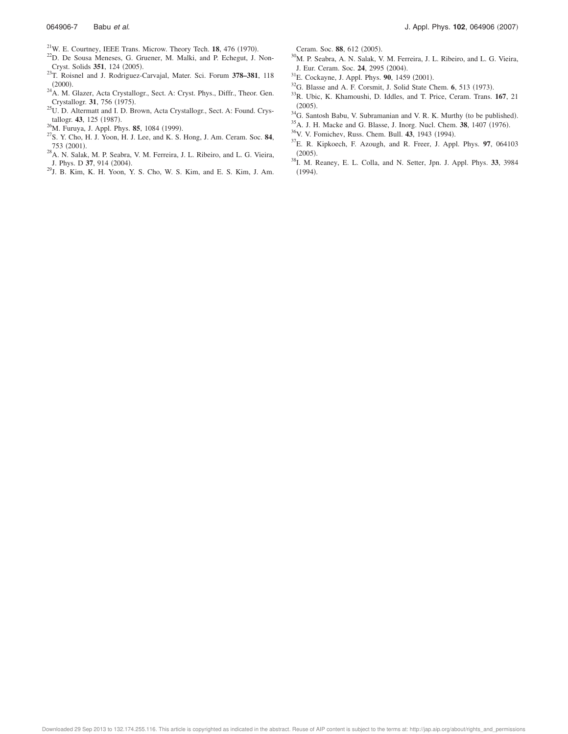[21] W. E. Courtney, IEEE Trans. Microw. Theory Tech. **18**, 476 (1970).

[22] D. De Sousa Meneses, G. Gruener, M. Malki, and P. Echegut, J. Non-Cryst. Solids **351**, 124 (2005).

[23] T. Roisnel and J. Rodriguez-Carvajal, Mater. Sci. Forum **378–381**, 118 (2000).

[24] A. M. Glazer, Acta Crystallogr., Sect. A: Cryst. Phys., Diffr., Theor. Gen. Crystallogr. **31**, 756 (1975).

[25] U. D. Altermatt and I. D. Brown, Acta Crystallogr., Sect. A: Found. Crystallogr. **43**, 125 (1987).

[26] M. Furuya, J. Appl. Phys. **85**, 1084 (1999).

[27] S. Y. Cho, H. J. Yoon, H. J. Lee, and K. S. Hong, J. Am. Ceram. Soc. **84**, 753 (2001).

[28] A. N. Salak, M. P. Seabra, V. M. Ferreira, J. L. Ribeiro, and L. G. Vieira, J. Phys. D **37**, 914 (2004).

[29] J. B. Kim, K. H. Yoon, Y. S. Cho, W. S. Kim, and E. S. Kim, J. Am. Ceram. Soc. **88**, 612 (2005).

[30] M. P. Seabra, A. N. Salak, V. M. Ferreira, J. L. Ribeiro, and L. G. Vieira, J. Eur. Ceram. Soc. **24**, 2995 (2004).

[31] E. Cockayne, J. Appl. Phys. **90**, 1459 (2001).

[32] G. Blasse and A. F. Corsmit, J. Solid State Chem. **6**, 513 (1973).

[33] R. Ubic, K. Khamoushi, D. Iddles, and T. Price, Ceram. Trans. **167**, 21 (2005).

[34] G. Santosh Babu, V. Subramanian and V. R. K. Murthy (to be published).

[35] A. J. H. Macke and G. Blasse, J. Inorg. Nucl. Chem. **38**, 1407 (1976).

[36] V. V. Fomichev, Russ. Chem. Bull. **43**, 1943 (1994).

[37] E. R. Kipkoech, F. Azough, and R. Freer, J. Appl. Phys. **97**, 064103 (2005).

[38] I. M. Reaney, E. L. Colla, and N. Setter, Jpn. J. Appl. Phys. **33**, 3984 (1994).